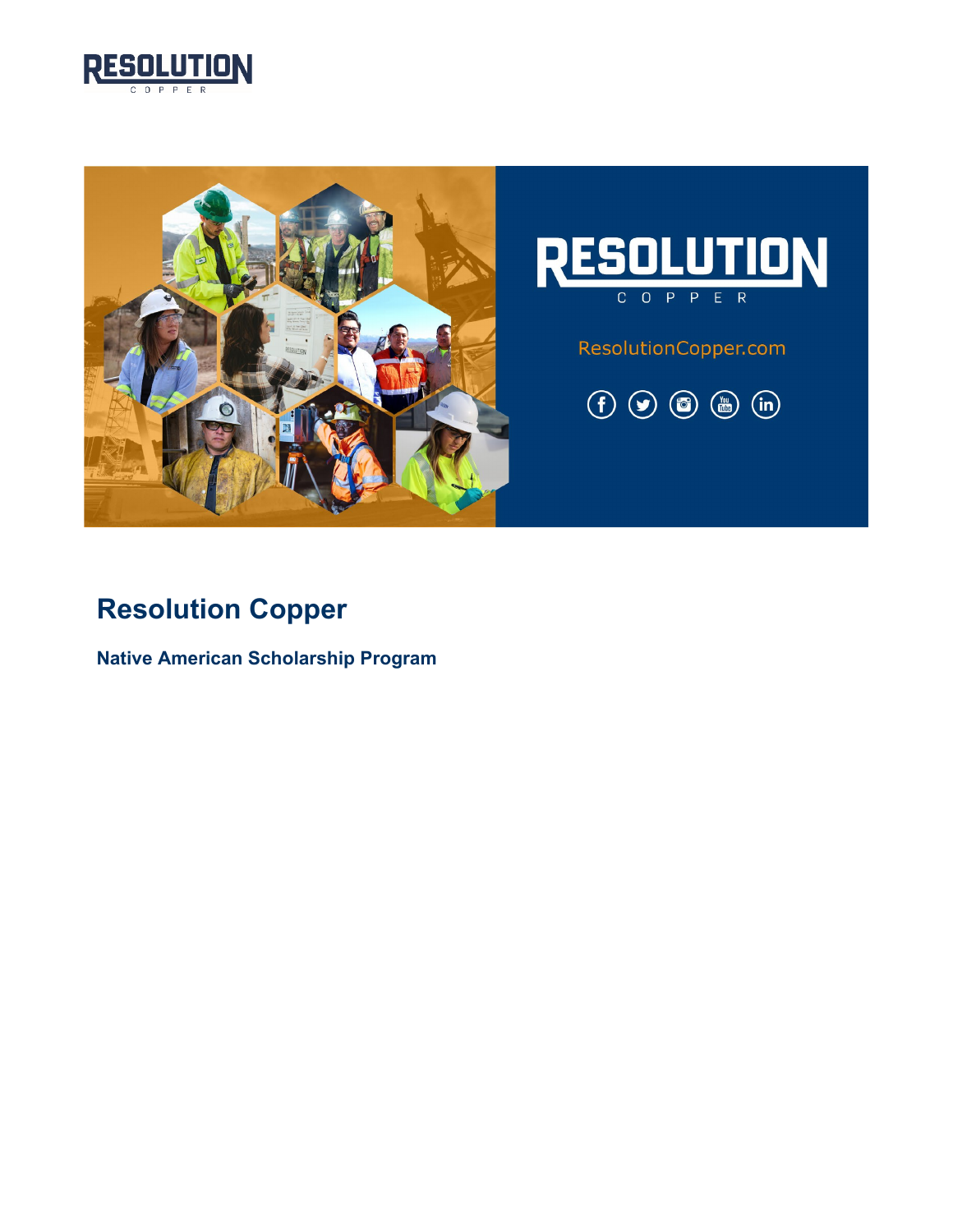# Resolution Copper

## Native American Scholarship Program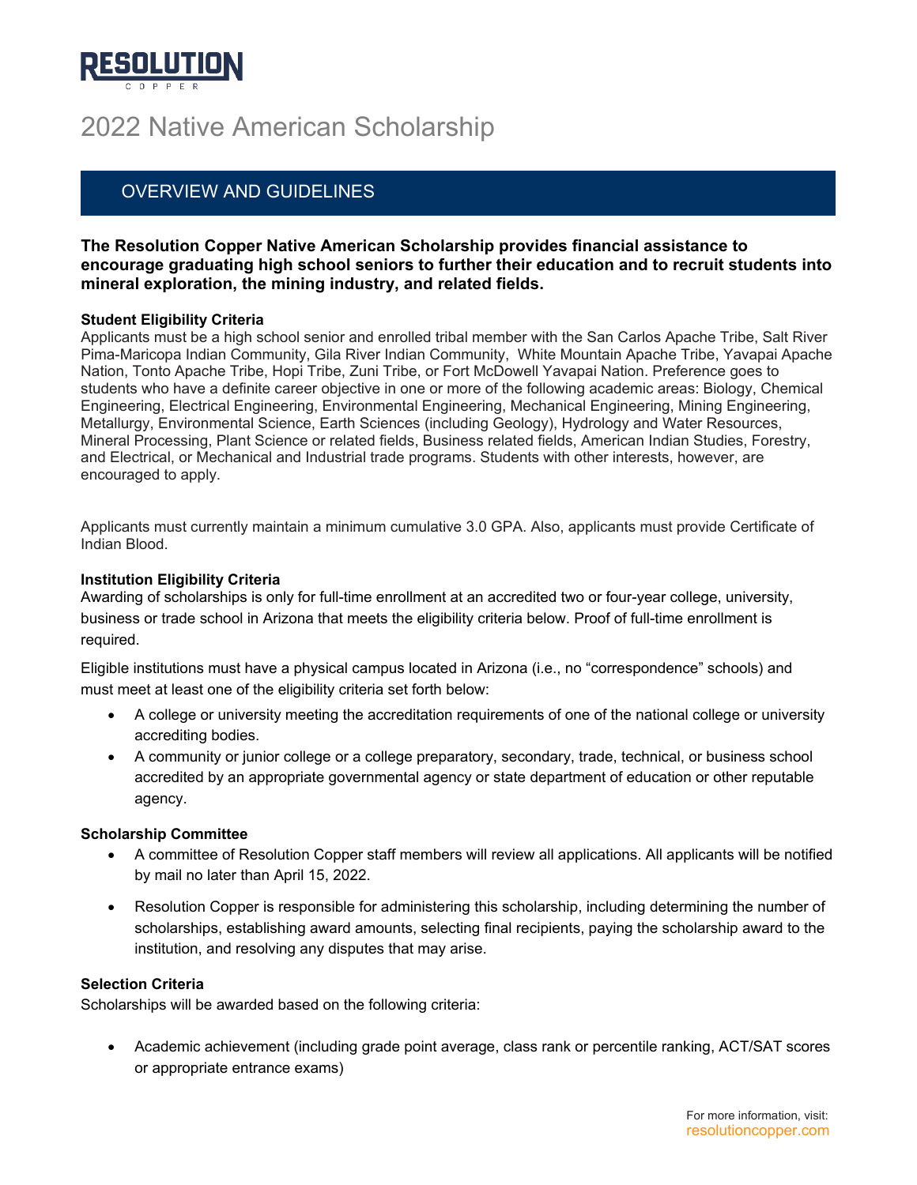# RESOLUTION COPPER

# 2022 Native American Scholarship

## OVERVIEW AND GUIDELINES

**The Resolution Copper Native American Scholarship provides financial assistance to encourage graduating high school seniors to further their education and to recruit students into mineral exploration, the mining industry, and related fields.**

**Student Eligibility Criteria**

Applicants must be a high school senior and enrolled tribal member with the San Carlos Apache Tribe, Salt River Pima-Maricopa Indian Community, Gila River Indian Community, White Mountain Apache Tribe, Yavapai Apache Nation, Tonto Apache Tribe, Hopi Tribe, Zuni Tribe, or Fort McDowell Yavapai Nation. Preference goes to students who have a definite career objective in one or more of the following academic areas: Biology, Chemical Engineering, Electrical Engineering, Environmental Engineering, Mechanical Engineering, Mining Engineering, Metallurgy, Environmental Science, Earth Sciences (including Geology), Hydrology and Water Resources, Mineral Processing, Plant Science or related fields, Business related fields, American Indian Studies, Forestry, and Electrical, or Mechanical and Industrial trade programs. Students with other interests, however, are encouraged to apply.

Applicants must currently maintain a minimum cumulative 3.0 GPA. Also, applicants must provide Certificate of Indian Blood.

**Institution Eligibility Criteria**

Awarding of scholarships is only for full-time enrollment at an accredited two or four-year college, university, business or trade school in Arizona that meets the eligibility criteria below. Proof of full-time enrollment is required.

Eligible institutions must have a physical campus located in Arizona (i.e., no "correspondence" schools) and must meet at least one of the eligibility criteria set forth below:

- A college or university meeting the accreditation requirements of one of the national college or university accrediting bodies.
- A community or junior college or a college preparatory, secondary, trade, technical, or business school accredited by an appropriate governmental agency or state department of education or other reputable agency.

**Scholarship Committee**

- A committee of Resolution Copper staff members will review all applications. All applicants will be notified by mail no later than April 15, 2022.
- Resolution Copper is responsible for administering this scholarship, including determining the number of scholarships, establishing award amounts, selecting final recipients, paying the scholarship award to the institution, and resolving any disputes that may arise.

**Selection Criteria**

Scholarships will be awarded based on the following criteria:

- Academic achievement (including grade point average, class rank or percentile ranking, ACT/SAT scores or appropriate entrance exams)

For more information, visit:
resolutioncopper.com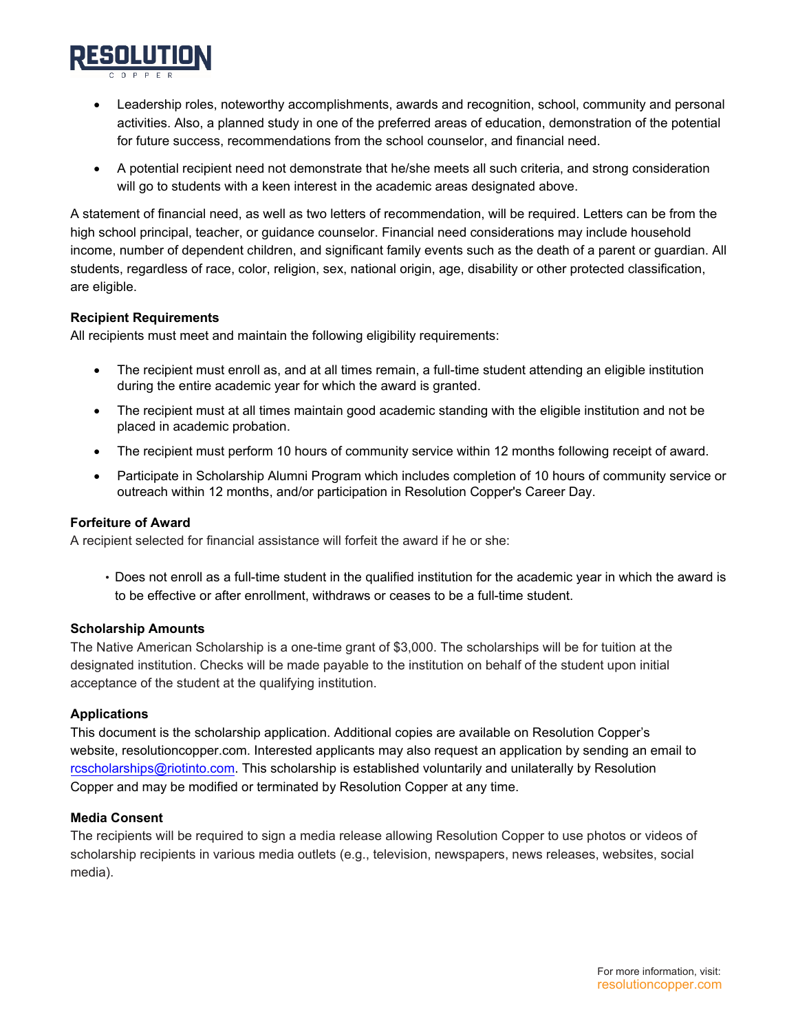- Leadership roles, noteworthy accomplishments, awards and recognition, school, community and personal activities. Also, a planned study in one of the preferred areas of education, demonstration of the potential for future success, recommendations from the school counselor, and financial need.
- A potential recipient need not demonstrate that he/she meets all such criteria, and strong consideration will go to students with a keen interest in the academic areas designated above.

A statement of financial need, as well as two letters of recommendation, will be required. Letters can be from the high school principal, teacher, or guidance counselor. Financial need considerations may include household income, number of dependent children, and significant family events such as the death of a parent or guardian. All students, regardless of race, color, religion, sex, national origin, age, disability or other protected classification, are eligible.

**Recipient Requirements**

All recipients must meet and maintain the following eligibility requirements:

- The recipient must enroll as, and at all times remain, a full-time student attending an eligible institution during the entire academic year for which the award is granted.
- The recipient must at all times maintain good academic standing with the eligible institution and not be placed in academic probation.
- The recipient must perform 10 hours of community service within 12 months following receipt of award.
- Participate in Scholarship Alumni Program which includes completion of 10 hours of community service or outreach within 12 months, and/or participation in Resolution Copper's Career Day.

**Forfeiture of Award**

A recipient selected for financial assistance will forfeit the award if he or she:

- Does not enroll as a full-time student in the qualified institution for the academic year in which the award is to be effective or after enrollment, withdraws or ceases to be a full-time student.

**Scholarship Amounts**

The Native American Scholarship is a one-time grant of $3,000. The scholarships will be for tuition at the designated institution. Checks will be made payable to the institution on behalf of the student upon initial acceptance of the student at the qualifying institution.

**Applications**

This document is the scholarship application. Additional copies are available on Resolution Copper's website, resolutioncopper.com. Interested applicants may also request an application by sending an email to rcscholarships@riotinto.com. This scholarship is established voluntarily and unilaterally by Resolution Copper and may be modified or terminated by Resolution Copper at any time.

**Media Consent**

The recipients will be required to sign a media release allowing Resolution Copper to use photos or videos of scholarship recipients in various media outlets (e.g., television, newspapers, news releases, websites, social media).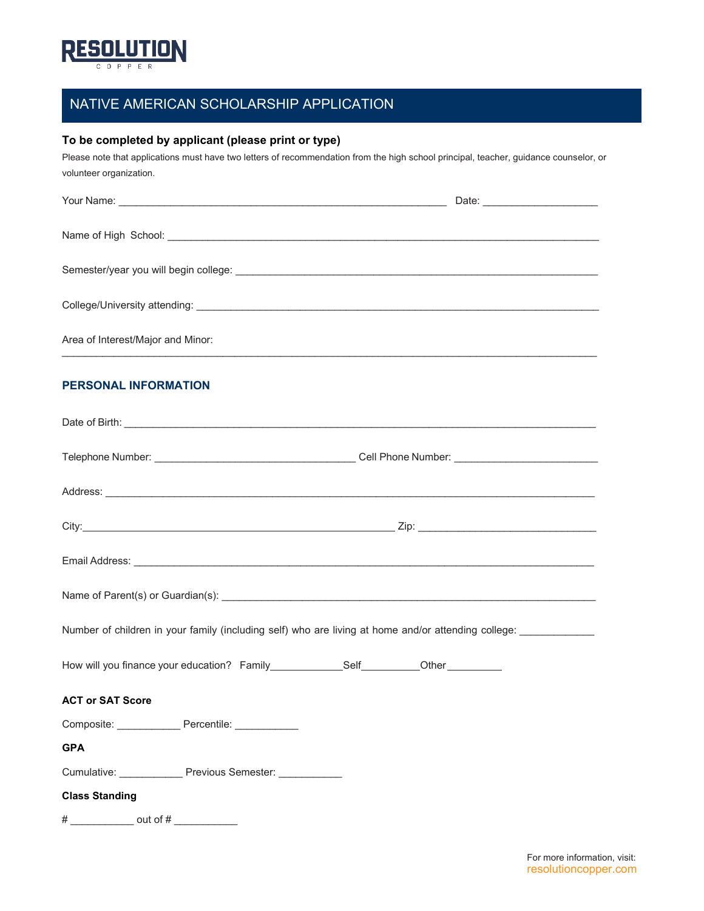RESOLUTION COPPER

# NATIVE AMERICAN SCHOLARSHIP APPLICATION

**To be completed by applicant (please print or type)**

Please note that applications must have two letters of recommendation from the high school principal, teacher, guidance counselor, or volunteer organization.

Your Name: ____________________________________________________________ Date: ____________________

Name of High School: ______________________________________________________________________________

Semester/year you will begin college: _________________________________________________________________

College/University attending: _______________________________________________________________________

Area of Interest/Major and Minor:
_____________________________________________________________________________________________

## PERSONAL INFORMATION

Date of Birth: ____________________________________________________________________________________

Telephone Number: ____________________________________ Cell Phone Number: __________________________

Address: _________________________________________________________________________________________

City: _______________________________________________________ Zip: ________________________________

Email Address: ____________________________________________________________________________________

Name of Parent(s) or Guardian(s): ___________________________________________________________________

Number of children in your family (including self) who are living at home and/or attending college: _____________

How will you finance your education? Family_____________Self__________Other__________

**ACT or SAT Score**

Composite: ___________ Percentile: ___________

**GPA**

Cumulative: ___________ Previous Semester: ___________

**Class Standing**

# ___________ out of # ___________

For more information, visit:
resolutioncopper.com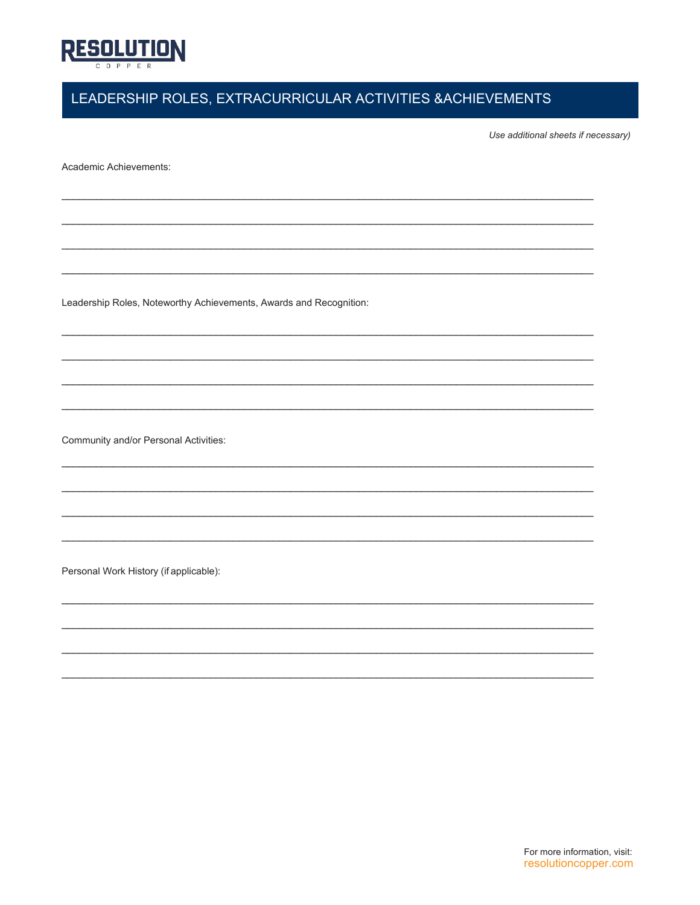RESOLUTION
COPPER

## LEADERSHIP ROLES, EXTRACURRICULAR ACTIVITIES &ACHIEVEMENTS

*Use additional sheets if necessary)*

Academic Achievements:

\_\_\_\_\_\_\_\_\_\_\_\_\_\_\_\_\_\_\_\_\_\_\_\_\_\_\_\_\_\_\_\_\_\_\_\_\_\_\_\_\_\_\_\_\_\_\_\_\_\_\_\_\_\_\_\_\_\_\_\_\_\_\_\_\_\_\_\_\_\_\_\_\_\_\_\_\_\_\_\_\_\_

\_\_\_\_\_\_\_\_\_\_\_\_\_\_\_\_\_\_\_\_\_\_\_\_\_\_\_\_\_\_\_\_\_\_\_\_\_\_\_\_\_\_\_\_\_\_\_\_\_\_\_\_\_\_\_\_\_\_\_\_\_\_\_\_\_\_\_\_\_\_\_\_\_\_\_\_\_\_\_\_\_\_

\_\_\_\_\_\_\_\_\_\_\_\_\_\_\_\_\_\_\_\_\_\_\_\_\_\_\_\_\_\_\_\_\_\_\_\_\_\_\_\_\_\_\_\_\_\_\_\_\_\_\_\_\_\_\_\_\_\_\_\_\_\_\_\_\_\_\_\_\_\_\_\_\_\_\_\_\_\_\_\_\_\_

\_\_\_\_\_\_\_\_\_\_\_\_\_\_\_\_\_\_\_\_\_\_\_\_\_\_\_\_\_\_\_\_\_\_\_\_\_\_\_\_\_\_\_\_\_\_\_\_\_\_\_\_\_\_\_\_\_\_\_\_\_\_\_\_\_\_\_\_\_\_\_\_\_\_\_\_\_\_\_\_\_\_

Leadership Roles, Noteworthy Achievements, Awards and Recognition:

\_\_\_\_\_\_\_\_\_\_\_\_\_\_\_\_\_\_\_\_\_\_\_\_\_\_\_\_\_\_\_\_\_\_\_\_\_\_\_\_\_\_\_\_\_\_\_\_\_\_\_\_\_\_\_\_\_\_\_\_\_\_\_\_\_\_\_\_\_\_\_\_\_\_\_\_\_\_\_\_\_\_

\_\_\_\_\_\_\_\_\_\_\_\_\_\_\_\_\_\_\_\_\_\_\_\_\_\_\_\_\_\_\_\_\_\_\_\_\_\_\_\_\_\_\_\_\_\_\_\_\_\_\_\_\_\_\_\_\_\_\_\_\_\_\_\_\_\_\_\_\_\_\_\_\_\_\_\_\_\_\_\_\_\_

\_\_\_\_\_\_\_\_\_\_\_\_\_\_\_\_\_\_\_\_\_\_\_\_\_\_\_\_\_\_\_\_\_\_\_\_\_\_\_\_\_\_\_\_\_\_\_\_\_\_\_\_\_\_\_\_\_\_\_\_\_\_\_\_\_\_\_\_\_\_\_\_\_\_\_\_\_\_\_\_\_\_

\_\_\_\_\_\_\_\_\_\_\_\_\_\_\_\_\_\_\_\_\_\_\_\_\_\_\_\_\_\_\_\_\_\_\_\_\_\_\_\_\_\_\_\_\_\_\_\_\_\_\_\_\_\_\_\_\_\_\_\_\_\_\_\_\_\_\_\_\_\_\_\_\_\_\_\_\_\_\_\_\_\_

Community and/or Personal Activities:

\_\_\_\_\_\_\_\_\_\_\_\_\_\_\_\_\_\_\_\_\_\_\_\_\_\_\_\_\_\_\_\_\_\_\_\_\_\_\_\_\_\_\_\_\_\_\_\_\_\_\_\_\_\_\_\_\_\_\_\_\_\_\_\_\_\_\_\_\_\_\_\_\_\_\_\_\_\_\_\_\_\_

\_\_\_\_\_\_\_\_\_\_\_\_\_\_\_\_\_\_\_\_\_\_\_\_\_\_\_\_\_\_\_\_\_\_\_\_\_\_\_\_\_\_\_\_\_\_\_\_\_\_\_\_\_\_\_\_\_\_\_\_\_\_\_\_\_\_\_\_\_\_\_\_\_\_\_\_\_\_\_\_\_\_

\_\_\_\_\_\_\_\_\_\_\_\_\_\_\_\_\_\_\_\_\_\_\_\_\_\_\_\_\_\_\_\_\_\_\_\_\_\_\_\_\_\_\_\_\_\_\_\_\_\_\_\_\_\_\_\_\_\_\_\_\_\_\_\_\_\_\_\_\_\_\_\_\_\_\_\_\_\_\_\_\_\_

\_\_\_\_\_\_\_\_\_\_\_\_\_\_\_\_\_\_\_\_\_\_\_\_\_\_\_\_\_\_\_\_\_\_\_\_\_\_\_\_\_\_\_\_\_\_\_\_\_\_\_\_\_\_\_\_\_\_\_\_\_\_\_\_\_\_\_\_\_\_\_\_\_\_\_\_\_\_\_\_\_\_

Personal Work History (if applicable):

\_\_\_\_\_\_\_\_\_\_\_\_\_\_\_\_\_\_\_\_\_\_\_\_\_\_\_\_\_\_\_\_\_\_\_\_\_\_\_\_\_\_\_\_\_\_\_\_\_\_\_\_\_\_\_\_\_\_\_\_\_\_\_\_\_\_\_\_\_\_\_\_\_\_\_\_\_\_\_\_\_\_

\_\_\_\_\_\_\_\_\_\_\_\_\_\_\_\_\_\_\_\_\_\_\_\_\_\_\_\_\_\_\_\_\_\_\_\_\_\_\_\_\_\_\_\_\_\_\_\_\_\_\_\_\_\_\_\_\_\_\_\_\_\_\_\_\_\_\_\_\_\_\_\_\_\_\_\_\_\_\_\_\_\_

\_\_\_\_\_\_\_\_\_\_\_\_\_\_\_\_\_\_\_\_\_\_\_\_\_\_\_\_\_\_\_\_\_\_\_\_\_\_\_\_\_\_\_\_\_\_\_\_\_\_\_\_\_\_\_\_\_\_\_\_\_\_\_\_\_\_\_\_\_\_\_\_\_\_\_\_\_\_\_\_\_\_

\_\_\_\_\_\_\_\_\_\_\_\_\_\_\_\_\_\_\_\_\_\_\_\_\_\_\_\_\_\_\_\_\_\_\_\_\_\_\_\_\_\_\_\_\_\_\_\_\_\_\_\_\_\_\_\_\_\_\_\_\_\_\_\_\_\_\_\_\_\_\_\_\_\_\_\_\_\_\_\_\_\_

For more information, visit:
resolutioncopper.com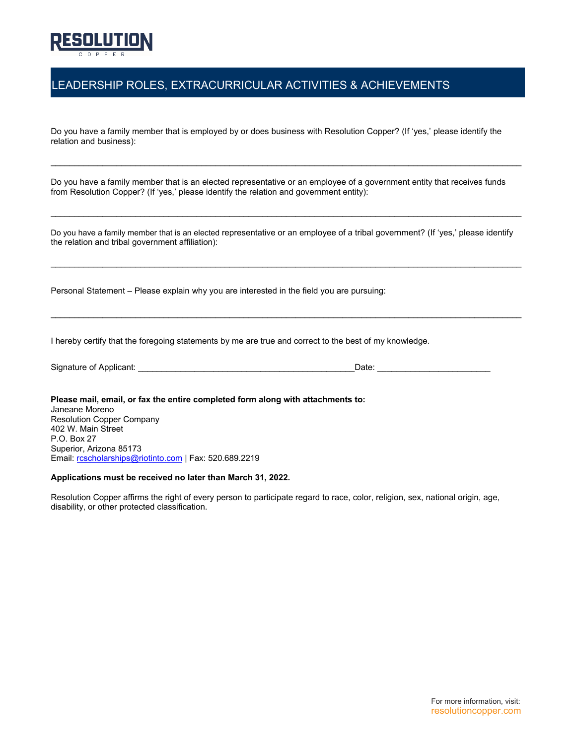RESOLUTION
COPPER

## LEADERSHIP ROLES, EXTRACURRICULAR ACTIVITIES & ACHIEVEMENTS

Do you have a family member that is employed by or does business with Resolution Copper? (If 'yes,' please identify the relation and business):

_______________________________________________________________________________________________

Do you have a family member that is an elected representative or an employee of a government entity that receives funds from Resolution Copper? (If 'yes,' please identify the relation and government entity):

_______________________________________________________________________________________________

Do you have a family member that is an elected representative or an employee of a tribal government? (If 'yes,' please identify the relation and tribal government affiliation):

_______________________________________________________________________________________________

Personal Statement – Please explain why you are interested in the field you are pursuing:

_______________________________________________________________________________________________

I hereby certify that the foregoing statements by me are true and correct to the best of my knowledge.

Signature of Applicant: _______________________________________________Date: ________________________

**Please mail, email, or fax the entire completed form along with attachments to:**
Janeane Moreno
Resolution Copper Company
402 W. Main Street
P.O. Box 27
Superior, Arizona 85173
Email: rcscholarships@riotinto.com | Fax: 520.689.2219

**Applications must be received no later than March 31, 2022.**

Resolution Copper affirms the right of every person to participate regard to race, color, religion, sex, national origin, age, disability, or other protected classification.

For more information, visit:
resolutioncopper.com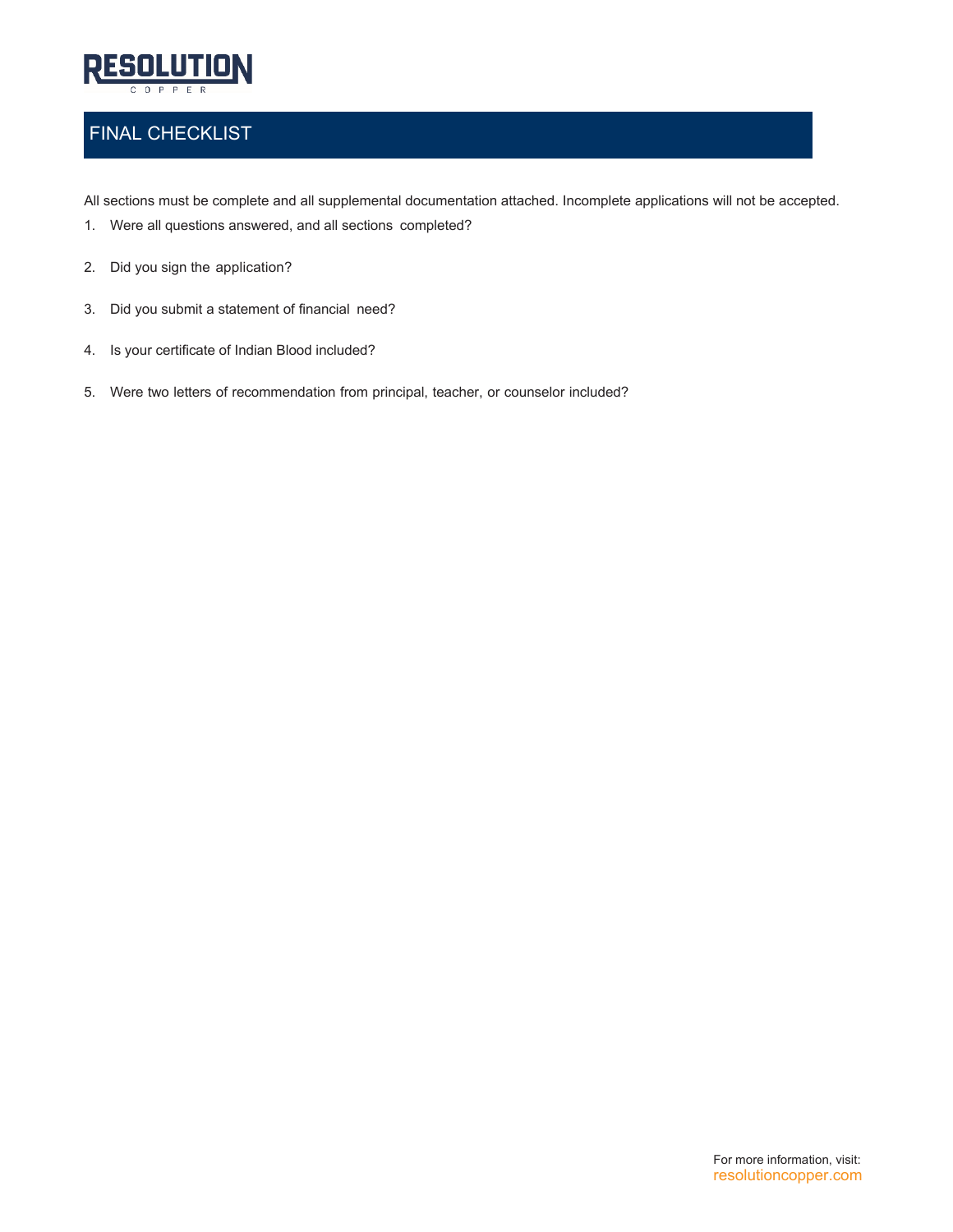# FINAL CHECKLIST

All sections must be complete and all supplemental documentation attached. Incomplete applications will not be accepted.

1. Were all questions answered, and all sections completed?
2. Did you sign the application?
3. Did you submit a statement of financial need?
4. Is your certificate of Indian Blood included?
5. Were two letters of recommendation from principal, teacher, or counselor included?

For more information, visit:
resolutioncopper.com